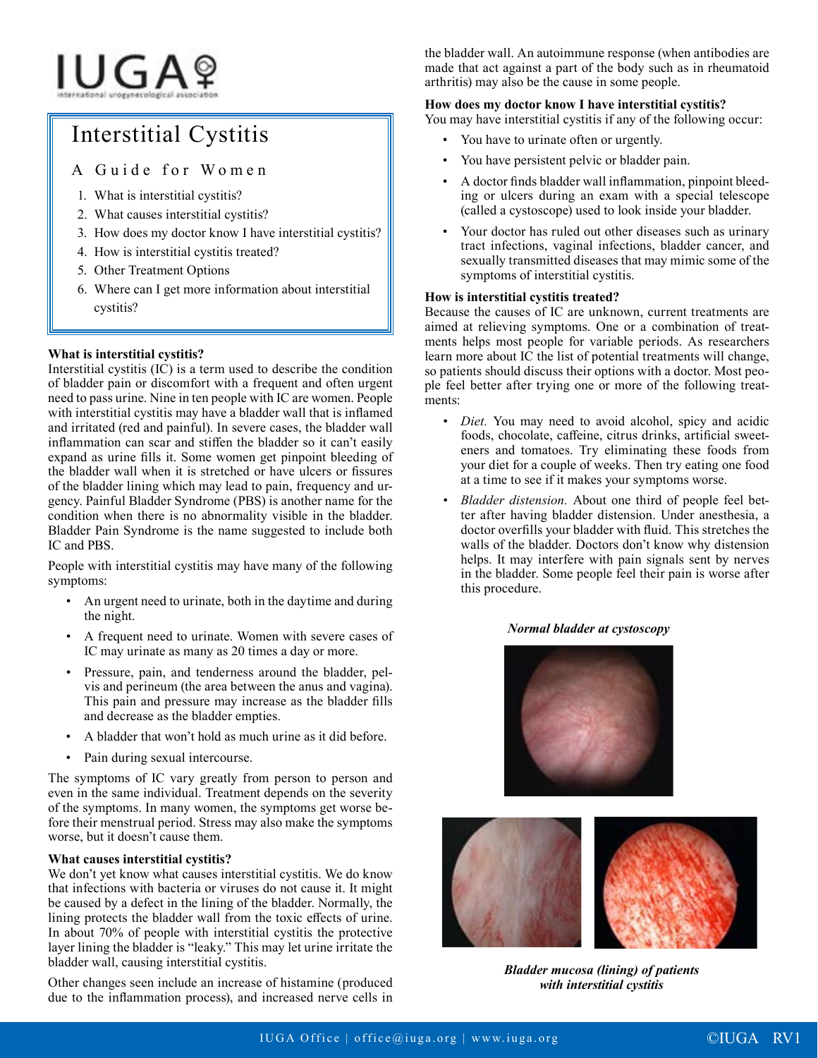IUGA
international urogynecological association

# Interstitial Cystitis

## A Guide for Women

1. What is interstitial cystitis?
2. What causes interstitial cystitis?
3. How does my doctor know I have interstitial cystitis?
4. How is interstitial cystitis treated?
5. Other Treatment Options
6. Where can I get more information about interstitial cystitis?

### What is interstitial cystitis?

Interstitial cystitis (IC) is a term used to describe the condition of bladder pain or discomfort with a frequent and often urgent need to pass urine. Nine in ten people with IC are women. People with interstitial cystitis may have a bladder wall that is inflamed and irritated (red and painful). In severe cases, the bladder wall inflammation can scar and stiffen the bladder so it can't easily expand as urine fills it. Some women get pinpoint bleeding of the bladder wall when it is stretched or have ulcers or fissures of the bladder lining which may lead to pain, frequency and urgency. Painful Bladder Syndrome (PBS) is another name for the condition when there is no abnormality visible in the bladder. Bladder Pain Syndrome is the name suggested to include both IC and PBS.

People with interstitial cystitis may have many of the following symptoms:

- An urgent need to urinate, both in the daytime and during the night.
- A frequent need to urinate. Women with severe cases of IC may urinate as many as 20 times a day or more.
- Pressure, pain, and tenderness around the bladder, pelvis and perineum (the area between the anus and vagina). This pain and pressure may increase as the bladder fills and decrease as the bladder empties.
- A bladder that won't hold as much urine as it did before.
- Pain during sexual intercourse.

The symptoms of IC vary greatly from person to person and even in the same individual. Treatment depends on the severity of the symptoms. In many women, the symptoms get worse before their menstrual period. Stress may also make the symptoms worse, but it doesn't cause them.

### What causes interstitial cystitis?

We don't yet know what causes interstitial cystitis. We do know that infections with bacteria or viruses do not cause it. It might be caused by a defect in the lining of the bladder. Normally, the lining protects the bladder wall from the toxic effects of urine. In about 70% of people with interstitial cystitis the protective layer lining the bladder is "leaky." This may let urine irritate the bladder wall, causing interstitial cystitis.

Other changes seen include an increase of histamine (produced due to the inflammation process), and increased nerve cells in the bladder wall. An autoimmune response (when antibodies are made that act against a part of the body such as in rheumatoid arthritis) may also be the cause in some people.

### How does my doctor know I have interstitial cystitis?

You may have interstitial cystitis if any of the following occur:

- You have to urinate often or urgently.
- You have persistent pelvic or bladder pain.
- A doctor finds bladder wall inflammation, pinpoint bleeding or ulcers during an exam with a special telescope (called a cystoscope) used to look inside your bladder.
- Your doctor has ruled out other diseases such as urinary tract infections, vaginal infections, bladder cancer, and sexually transmitted diseases that may mimic some of the symptoms of interstitial cystitis.

### How is interstitial cystitis treated?

Because the causes of IC are unknown, current treatments are aimed at relieving symptoms. One or a combination of treatments helps most people for variable periods. As researchers learn more about IC the list of potential treatments will change, so patients should discuss their options with a doctor. Most people feel better after trying one or more of the following treatments:

- *Diet.* You may need to avoid alcohol, spicy and acidic foods, chocolate, caffeine, citrus drinks, artificial sweeteners and tomatoes. Try eliminating these foods from your diet for a couple of weeks. Then try eating one food at a time to see if it makes your symptoms worse.
- *Bladder distension.* About one third of people feel better after having bladder distension. Under anesthesia, a doctor overfills your bladder with fluid. This stretches the walls of the bladder. Doctors don't know why distension helps. It may interfere with pain signals sent by nerves in the bladder. Some people feel their pain is worse after this procedure.

***Normal bladder at cystoscopy***

***Bladder mucosa (lining) of patients with interstitial cystitis***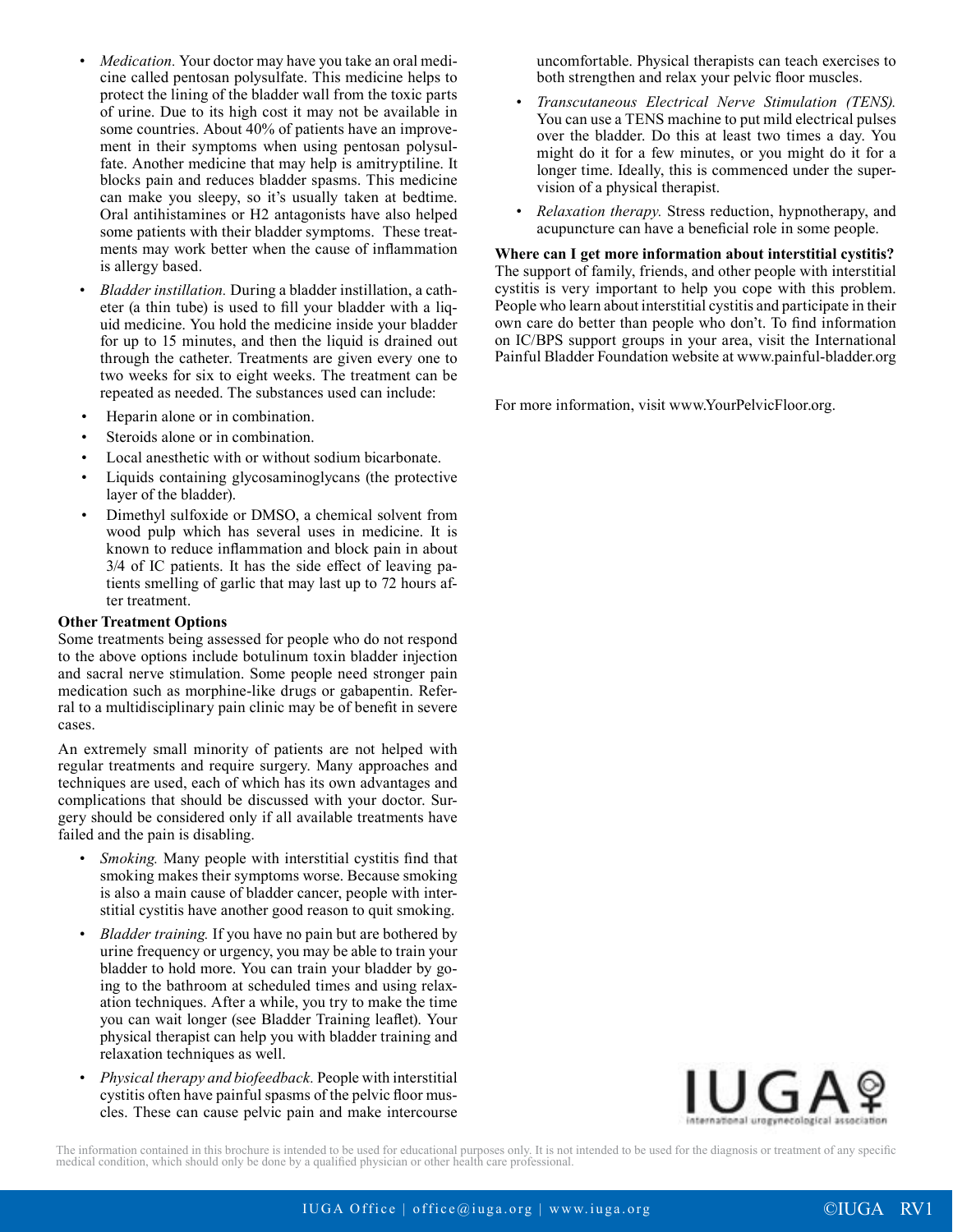- *Medication.* Your doctor may have you take an oral medicine called pentosan polysulfate. This medicine helps to protect the lining of the bladder wall from the toxic parts of urine. Due to its high cost it may not be available in some countries. About 40% of patients have an improvement in their symptoms when using pentosan polysulfate. Another medicine that may help is amitryptiline. It blocks pain and reduces bladder spasms. This medicine can make you sleepy, so it's usually taken at bedtime. Oral antihistamines or H2 antagonists have also helped some patients with their bladder symptoms. These treatments may work better when the cause of inflammation is allergy based.
- *Bladder instillation.* During a bladder instillation, a catheter (a thin tube) is used to fill your bladder with a liquid medicine. You hold the medicine inside your bladder for up to 15 minutes, and then the liquid is drained out through the catheter. Treatments are given every one to two weeks for six to eight weeks. The treatment can be repeated as needed. The substances used can include:
- Heparin alone or in combination.
- Steroids alone or in combination.
- Local anesthetic with or without sodium bicarbonate.
- Liquids containing glycosaminoglycans (the protective layer of the bladder).
- Dimethyl sulfoxide or DMSO, a chemical solvent from wood pulp which has several uses in medicine. It is known to reduce inflammation and block pain in about 3/4 of IC patients. It has the side effect of leaving patients smelling of garlic that may last up to 72 hours after treatment.

**Other Treatment Options**

Some treatments being assessed for people who do not respond to the above options include botulinum toxin bladder injection and sacral nerve stimulation. Some people need stronger pain medication such as morphine-like drugs or gabapentin. Referral to a multidisciplinary pain clinic may be of benefit in severe cases.

An extremely small minority of patients are not helped with regular treatments and require surgery. Many approaches and techniques are used, each of which has its own advantages and complications that should be discussed with your doctor. Surgery should be considered only if all available treatments have failed and the pain is disabling.

- *Smoking.* Many people with interstitial cystitis find that smoking makes their symptoms worse. Because smoking is also a main cause of bladder cancer, people with interstitial cystitis have another good reason to quit smoking.
- *Bladder training.* If you have no pain but are bothered by urine frequency or urgency, you may be able to train your bladder to hold more. You can train your bladder by going to the bathroom at scheduled times and using relaxation techniques. After a while, you try to make the time you can wait longer (see Bladder Training leaflet). Your physical therapist can help you with bladder training and relaxation techniques as well.
- *Physical therapy and biofeedback.* People with interstitial cystitis often have painful spasms of the pelvic floor muscles. These can cause pelvic pain and make intercourse uncomfortable. Physical therapists can teach exercises to both strengthen and relax your pelvic floor muscles.
- *Transcutaneous Electrical Nerve Stimulation (TENS).* You can use a TENS machine to put mild electrical pulses over the bladder. Do this at least two times a day. You might do it for a few minutes, or you might do it for a longer time. Ideally, this is commenced under the supervision of a physical therapist.
- *Relaxation therapy.* Stress reduction, hypnotherapy, and acupuncture can have a beneficial role in some people.

**Where can I get more information about interstitial cystitis?**

The support of family, friends, and other people with interstitial cystitis is very important to help you cope with this problem. People who learn about interstitial cystitis and participate in their own care do better than people who don't. To find information on IC/BPS support groups in your area, visit the International Painful Bladder Foundation website at www.painful-bladder.org

For more information, visit www.YourPelvicFloor.org.

IUGA international urogynecological association

The information contained in this brochure is intended to be used for educational purposes only. It is not intended to be used for the diagnosis or treatment of any specific medical condition, which should only be done by a qualified physician or other health care professional.

IUGA Office | office@iuga.org | www.iuga.org ©IUGA RV1